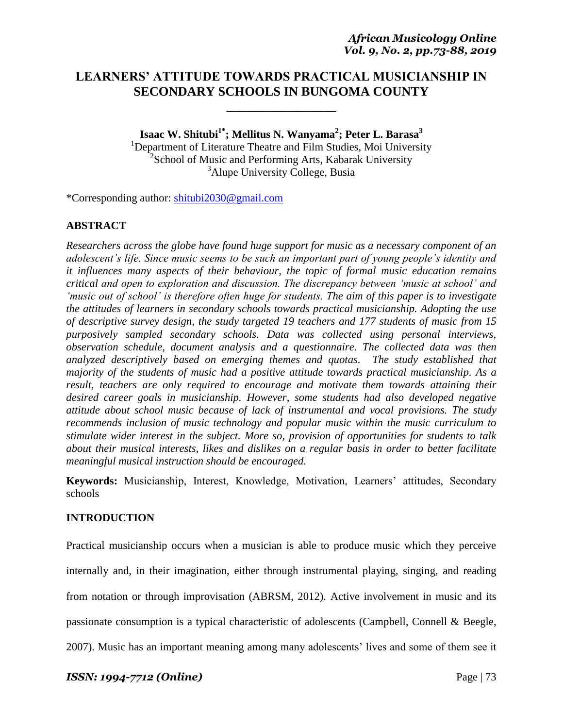# LEARNERS' ATTITUDE TOWARDS PRACTICAL MUSICIANSHIP IN SECONDARY SCHOOLS IN BUNGOMA COUNTY

**Isaac W. Shitubi[1*]; Mellitus N. Wanyama[2]; Peter L. Barasa[3]**

[1]Department of Literature Theatre and Film Studies, Moi University
[2]School of Music and Performing Arts, Kabarak University
[3]Alupe University College, Busia

*Corresponding author: shitubi2030@gmail.com

## ABSTRACT

*Researchers across the globe have found huge support for music as a necessary component of an adolescent's life. Since music seems to be such an important part of young people's identity and it influences many aspects of their behaviour, the topic of formal music education remains critical and open to exploration and discussion. The discrepancy between 'music at school' and 'music out of school' is therefore often huge for students. The aim of this paper is to investigate the attitudes of learners in secondary schools towards practical musicianship. Adopting the use of descriptive survey design, the study targeted 19 teachers and 177 students of music from 15 purposively sampled secondary schools. Data was collected using personal interviews, observation schedule, document analysis and a questionnaire. The collected data was then analyzed descriptively based on emerging themes and quotas. The study established that majority of the students of music had a positive attitude towards practical musicianship. As a result, teachers are only required to encourage and motivate them towards attaining their desired career goals in musicianship. However, some students had also developed negative attitude about school music because of lack of instrumental and vocal provisions. The study recommends inclusion of music technology and popular music within the music curriculum to stimulate wider interest in the subject. More so, provision of opportunities for students to talk about their musical interests, likes and dislikes on a regular basis in order to better facilitate meaningful musical instruction should be encouraged.*

**Keywords:** Musicianship, Interest, Knowledge, Motivation, Learners' attitudes, Secondary schools

## INTRODUCTION

Practical musicianship occurs when a musician is able to produce music which they perceive internally and, in their imagination, either through instrumental playing, singing, and reading from notation or through improvisation (ABRSM, 2012). Active involvement in music and its passionate consumption is a typical characteristic of adolescents (Campbell, Connell & Beegle, 2007). Music has an important meaning among many adolescents' lives and some of them see it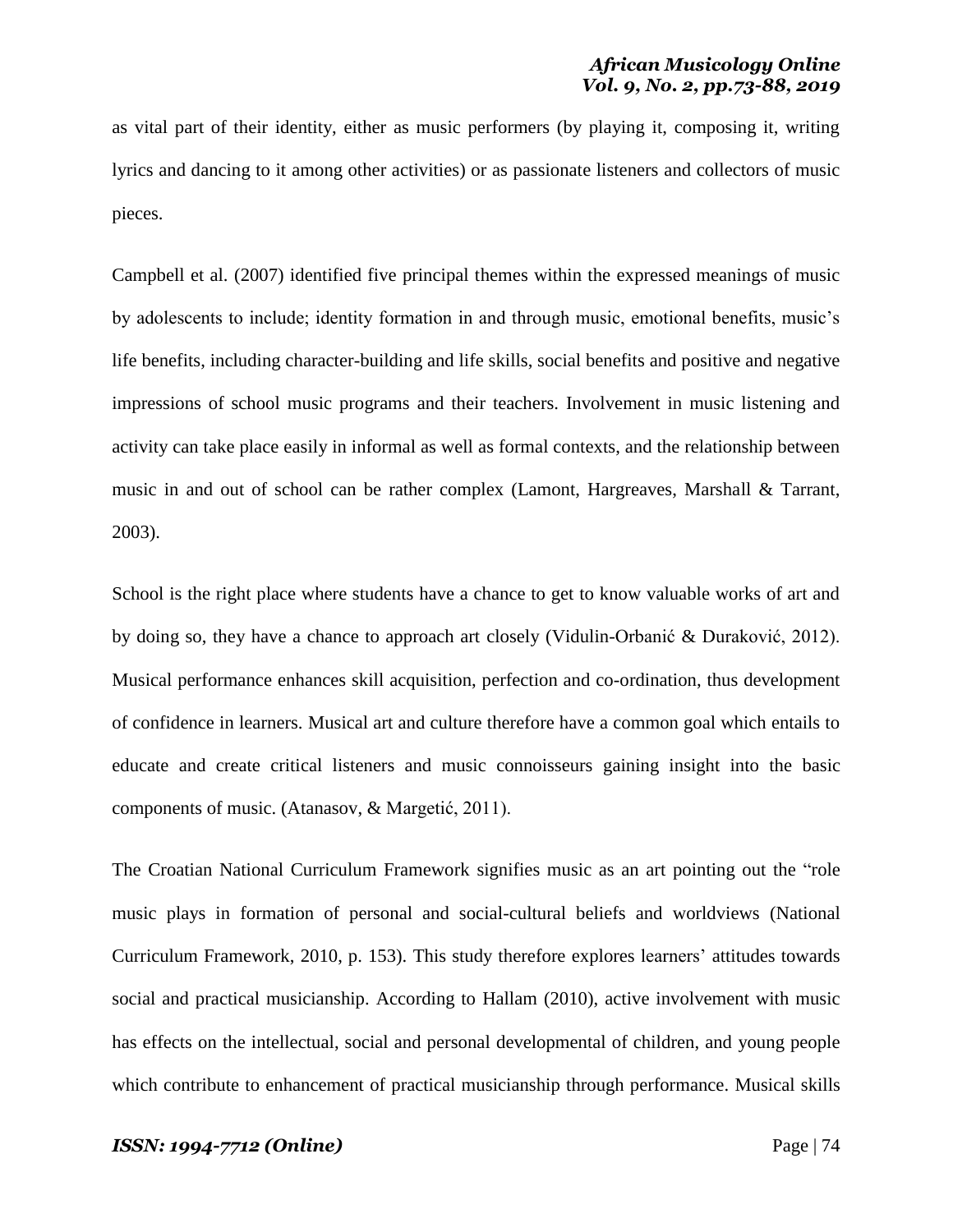as vital part of their identity, either as music performers (by playing it, composing it, writing lyrics and dancing to it among other activities) or as passionate listeners and collectors of music pieces.

Campbell et al. (2007) identified five principal themes within the expressed meanings of music by adolescents to include; identity formation in and through music, emotional benefits, music's life benefits, including character-building and life skills, social benefits and positive and negative impressions of school music programs and their teachers. Involvement in music listening and activity can take place easily in informal as well as formal contexts, and the relationship between music in and out of school can be rather complex (Lamont, Hargreaves, Marshall & Tarrant, 2003).

School is the right place where students have a chance to get to know valuable works of art and by doing so, they have a chance to approach art closely (Vidulin-Orbanić & Duraković, 2012). Musical performance enhances skill acquisition, perfection and co-ordination, thus development of confidence in learners. Musical art and culture therefore have a common goal which entails to educate and create critical listeners and music connoisseurs gaining insight into the basic components of music. (Atanasov, & Margetić, 2011).

The Croatian National Curriculum Framework signifies music as an art pointing out the "role music plays in formation of personal and social-cultural beliefs and worldviews (National Curriculum Framework, 2010, p. 153). This study therefore explores learners' attitudes towards social and practical musicianship. According to Hallam (2010), active involvement with music has effects on the intellectual, social and personal developmental of children, and young people which contribute to enhancement of practical musicianship through performance. Musical skills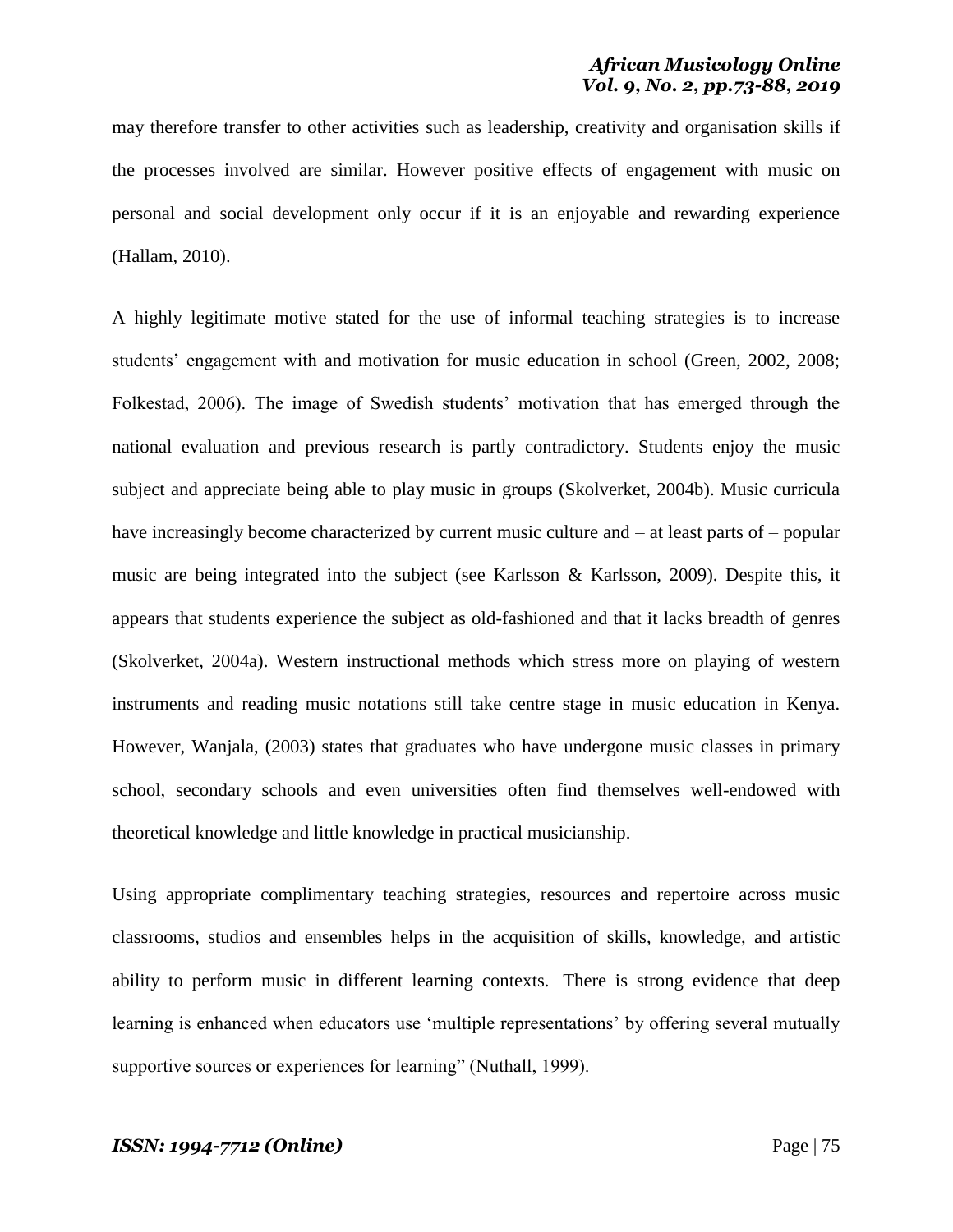may therefore transfer to other activities such as leadership, creativity and organisation skills if the processes involved are similar. However positive effects of engagement with music on personal and social development only occur if it is an enjoyable and rewarding experience (Hallam, 2010).

A highly legitimate motive stated for the use of informal teaching strategies is to increase students' engagement with and motivation for music education in school (Green, 2002, 2008; Folkestad, 2006). The image of Swedish students' motivation that has emerged through the national evaluation and previous research is partly contradictory. Students enjoy the music subject and appreciate being able to play music in groups (Skolverket, 2004b). Music curricula have increasingly become characterized by current music culture and – at least parts of – popular music are being integrated into the subject (see Karlsson & Karlsson, 2009). Despite this, it appears that students experience the subject as old-fashioned and that it lacks breadth of genres (Skolverket, 2004a). Western instructional methods which stress more on playing of western instruments and reading music notations still take centre stage in music education in Kenya. However, Wanjala, (2003) states that graduates who have undergone music classes in primary school, secondary schools and even universities often find themselves well-endowed with theoretical knowledge and little knowledge in practical musicianship.

Using appropriate complimentary teaching strategies, resources and repertoire across music classrooms, studios and ensembles helps in the acquisition of skills, knowledge, and artistic ability to perform music in different learning contexts. There is strong evidence that deep learning is enhanced when educators use 'multiple representations' by offering several mutually supportive sources or experiences for learning" (Nuthall, 1999).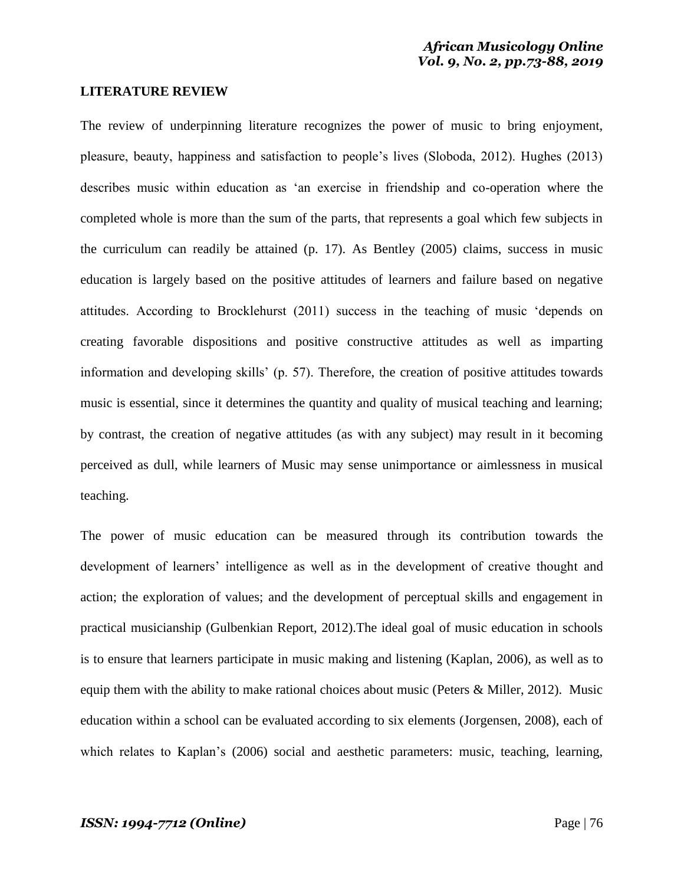## LITERATURE REVIEW

The review of underpinning literature recognizes the power of music to bring enjoyment, pleasure, beauty, happiness and satisfaction to people's lives (Sloboda, 2012). Hughes (2013) describes music within education as 'an exercise in friendship and co-operation where the completed whole is more than the sum of the parts, that represents a goal which few subjects in the curriculum can readily be attained (p. 17). As Bentley (2005) claims, success in music education is largely based on the positive attitudes of learners and failure based on negative attitudes. According to Brocklehurst (2011) success in the teaching of music 'depends on creating favorable dispositions and positive constructive attitudes as well as imparting information and developing skills' (p. 57). Therefore, the creation of positive attitudes towards music is essential, since it determines the quantity and quality of musical teaching and learning; by contrast, the creation of negative attitudes (as with any subject) may result in it becoming perceived as dull, while learners of Music may sense unimportance or aimlessness in musical teaching.

The power of music education can be measured through its contribution towards the development of learners' intelligence as well as in the development of creative thought and action; the exploration of values; and the development of perceptual skills and engagement in practical musicianship (Gulbenkian Report, 2012).The ideal goal of music education in schools is to ensure that learners participate in music making and listening (Kaplan, 2006), as well as to equip them with the ability to make rational choices about music (Peters & Miller, 2012). Music education within a school can be evaluated according to six elements (Jorgensen, 2008), each of which relates to Kaplan's (2006) social and aesthetic parameters: music, teaching, learning,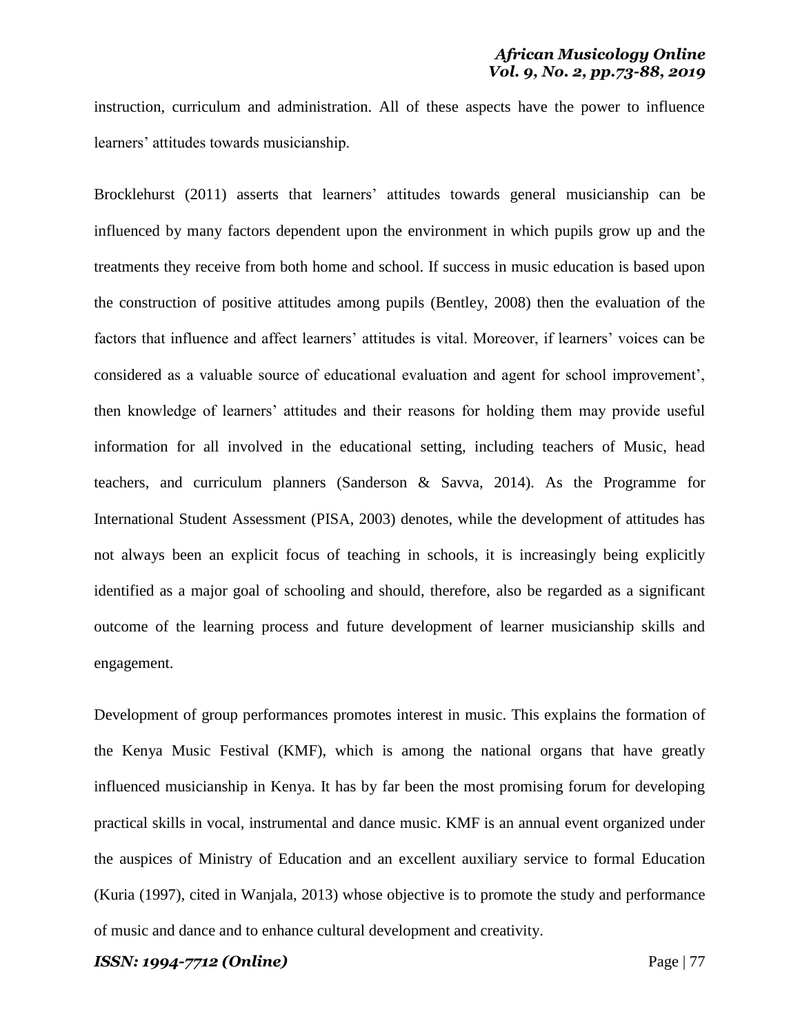instruction, curriculum and administration. All of these aspects have the power to influence learners' attitudes towards musicianship.

Brocklehurst (2011) asserts that learners' attitudes towards general musicianship can be influenced by many factors dependent upon the environment in which pupils grow up and the treatments they receive from both home and school. If success in music education is based upon the construction of positive attitudes among pupils (Bentley, 2008) then the evaluation of the factors that influence and affect learners' attitudes is vital. Moreover, if learners' voices can be considered as a valuable source of educational evaluation and agent for school improvement', then knowledge of learners' attitudes and their reasons for holding them may provide useful information for all involved in the educational setting, including teachers of Music, head teachers, and curriculum planners (Sanderson & Savva, 2014). As the Programme for International Student Assessment (PISA, 2003) denotes, while the development of attitudes has not always been an explicit focus of teaching in schools, it is increasingly being explicitly identified as a major goal of schooling and should, therefore, also be regarded as a significant outcome of the learning process and future development of learner musicianship skills and engagement.

Development of group performances promotes interest in music. This explains the formation of the Kenya Music Festival (KMF), which is among the national organs that have greatly influenced musicianship in Kenya. It has by far been the most promising forum for developing practical skills in vocal, instrumental and dance music. KMF is an annual event organized under the auspices of Ministry of Education and an excellent auxiliary service to formal Education (Kuria (1997), cited in Wanjala, 2013) whose objective is to promote the study and performance of music and dance and to enhance cultural development and creativity.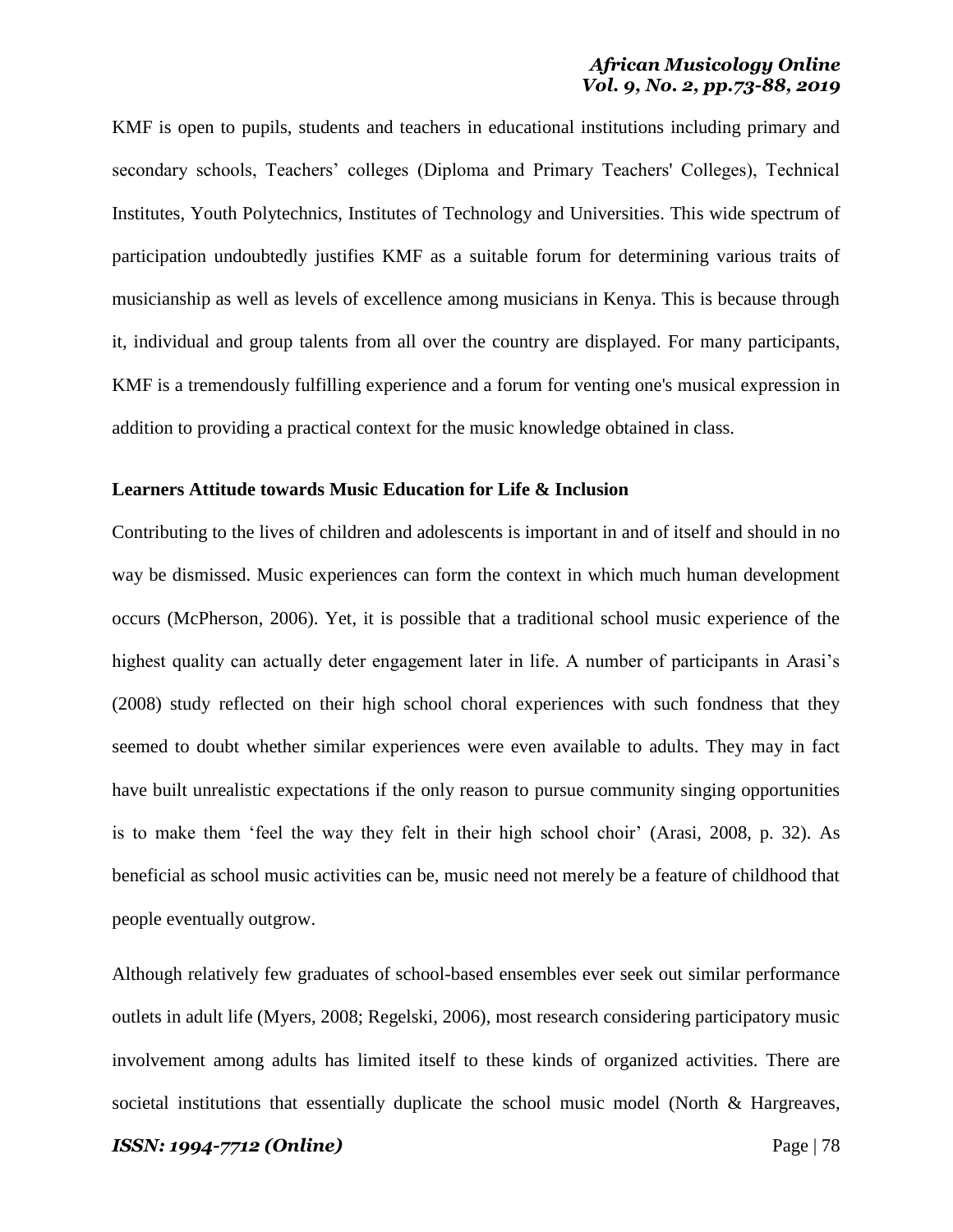KMF is open to pupils, students and teachers in educational institutions including primary and secondary schools, Teachers' colleges (Diploma and Primary Teachers' Colleges), Technical Institutes, Youth Polytechnics, Institutes of Technology and Universities. This wide spectrum of participation undoubtedly justifies KMF as a suitable forum for determining various traits of musicianship as well as levels of excellence among musicians in Kenya. This is because through it, individual and group talents from all over the country are displayed. For many participants, KMF is a tremendously fulfilling experience and a forum for venting one's musical expression in addition to providing a practical context for the music knowledge obtained in class.

**Learners Attitude towards Music Education for Life & Inclusion**

Contributing to the lives of children and adolescents is important in and of itself and should in no way be dismissed. Music experiences can form the context in which much human development occurs (McPherson, 2006). Yet, it is possible that a traditional school music experience of the highest quality can actually deter engagement later in life. A number of participants in Arasi's (2008) study reflected on their high school choral experiences with such fondness that they seemed to doubt whether similar experiences were even available to adults. They may in fact have built unrealistic expectations if the only reason to pursue community singing opportunities is to make them 'feel the way they felt in their high school choir' (Arasi, 2008, p. 32). As beneficial as school music activities can be, music need not merely be a feature of childhood that people eventually outgrow.

Although relatively few graduates of school-based ensembles ever seek out similar performance outlets in adult life (Myers, 2008; Regelski, 2006), most research considering participatory music involvement among adults has limited itself to these kinds of organized activities. There are societal institutions that essentially duplicate the school music model (North & Hargreaves,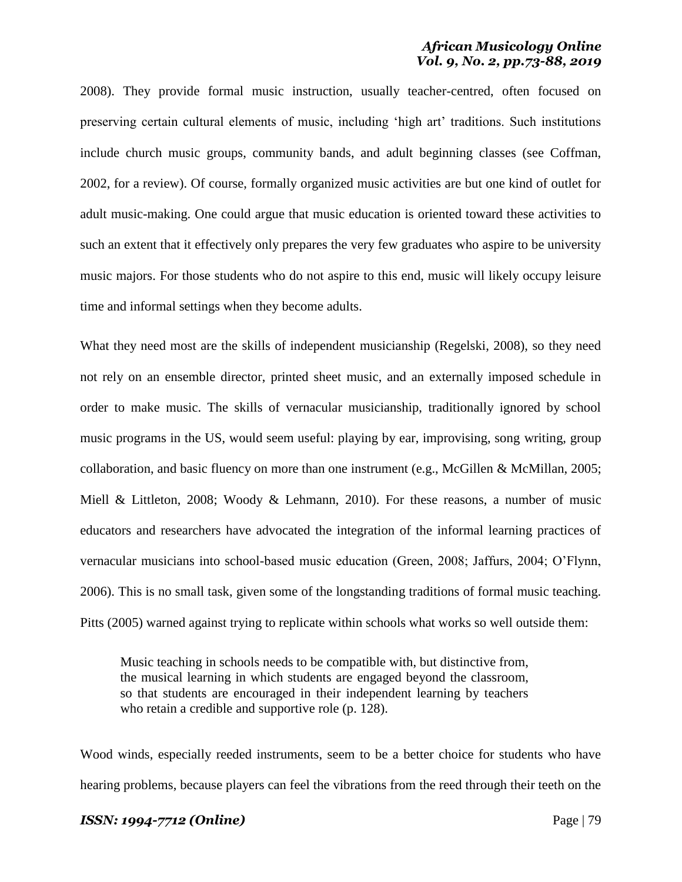2008). They provide formal music instruction, usually teacher-centred, often focused on preserving certain cultural elements of music, including 'high art' traditions. Such institutions include church music groups, community bands, and adult beginning classes (see Coffman, 2002, for a review). Of course, formally organized music activities are but one kind of outlet for adult music-making. One could argue that music education is oriented toward these activities to such an extent that it effectively only prepares the very few graduates who aspire to be university music majors. For those students who do not aspire to this end, music will likely occupy leisure time and informal settings when they become adults.

What they need most are the skills of independent musicianship (Regelski, 2008), so they need not rely on an ensemble director, printed sheet music, and an externally imposed schedule in order to make music. The skills of vernacular musicianship, traditionally ignored by school music programs in the US, would seem useful: playing by ear, improvising, song writing, group collaboration, and basic fluency on more than one instrument (e.g., McGillen & McMillan, 2005; Miell & Littleton, 2008; Woody & Lehmann, 2010). For these reasons, a number of music educators and researchers have advocated the integration of the informal learning practices of vernacular musicians into school-based music education (Green, 2008; Jaffurs, 2004; O'Flynn, 2006). This is no small task, given some of the longstanding traditions of formal music teaching. Pitts (2005) warned against trying to replicate within schools what works so well outside them:

> Music teaching in schools needs to be compatible with, but distinctive from, the musical learning in which students are engaged beyond the classroom, so that students are encouraged in their independent learning by teachers who retain a credible and supportive role (p. 128).

Wood winds, especially reeded instruments, seem to be a better choice for students who have hearing problems, because players can feel the vibrations from the reed through their teeth on the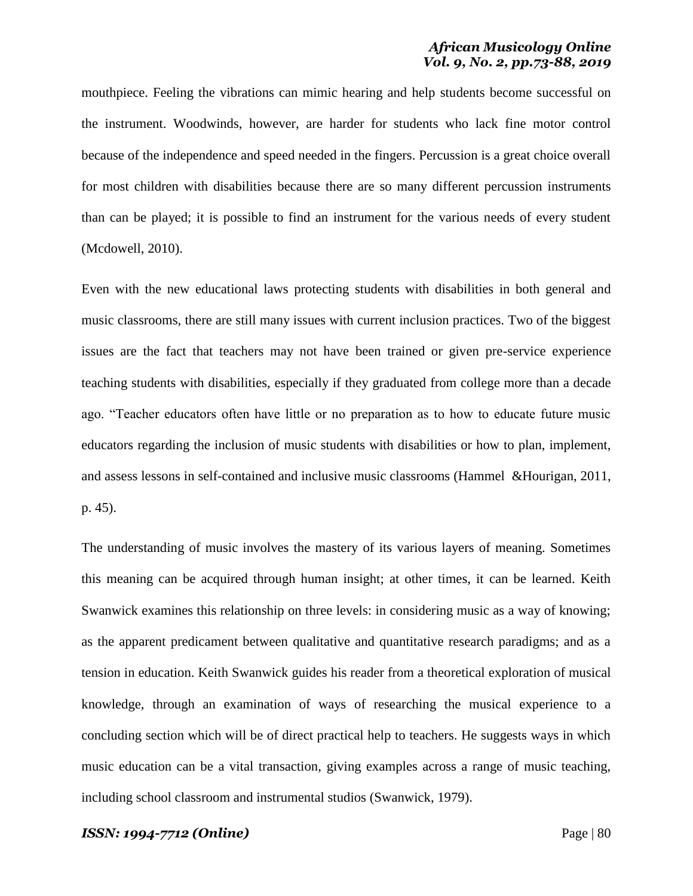mouthpiece. Feeling the vibrations can mimic hearing and help students become successful on the instrument. Woodwinds, however, are harder for students who lack fine motor control because of the independence and speed needed in the fingers. Percussion is a great choice overall for most children with disabilities because there are so many different percussion instruments than can be played; it is possible to find an instrument for the various needs of every student (Mcdowell, 2010).

Even with the new educational laws protecting students with disabilities in both general and music classrooms, there are still many issues with current inclusion practices. Two of the biggest issues are the fact that teachers may not have been trained or given pre-service experience teaching students with disabilities, especially if they graduated from college more than a decade ago. "Teacher educators often have little or no preparation as to how to educate future music educators regarding the inclusion of music students with disabilities or how to plan, implement, and assess lessons in self-contained and inclusive music classrooms (Hammel &Hourigan, 2011, p. 45).

The understanding of music involves the mastery of its various layers of meaning. Sometimes this meaning can be acquired through human insight; at other times, it can be learned. Keith Swanwick examines this relationship on three levels: in considering music as a way of knowing; as the apparent predicament between qualitative and quantitative research paradigms; and as a tension in education. Keith Swanwick guides his reader from a theoretical exploration of musical knowledge, through an examination of ways of researching the musical experience to a concluding section which will be of direct practical help to teachers. He suggests ways in which music education can be a vital transaction, giving examples across a range of music teaching, including school classroom and instrumental studios (Swanwick, 1979).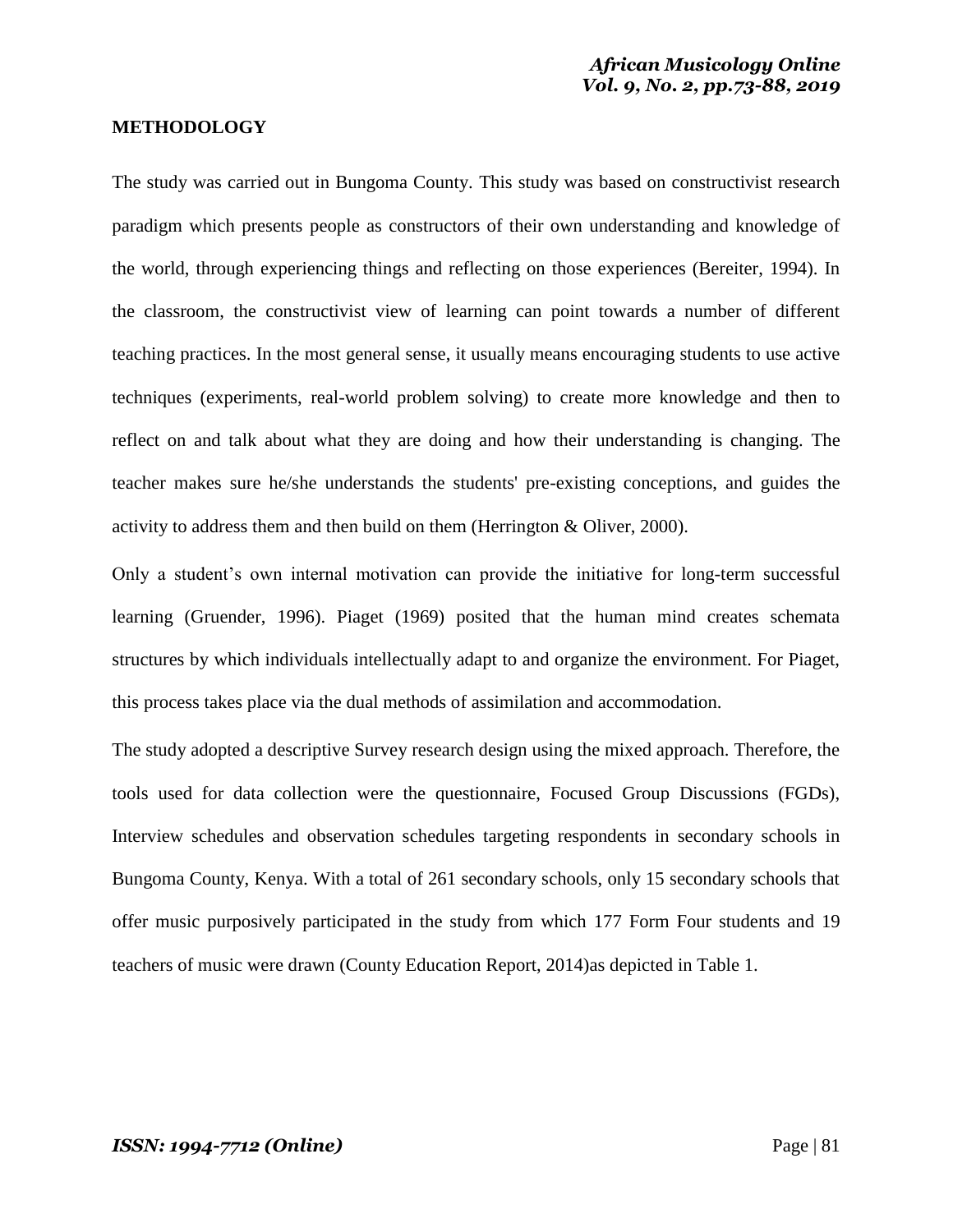## METHODOLOGY

The study was carried out in Bungoma County. This study was based on constructivist research paradigm which presents people as constructors of their own understanding and knowledge of the world, through experiencing things and reflecting on those experiences (Bereiter, 1994). In the classroom, the constructivist view of learning can point towards a number of different teaching practices. In the most general sense, it usually means encouraging students to use active techniques (experiments, real-world problem solving) to create more knowledge and then to reflect on and talk about what they are doing and how their understanding is changing. The teacher makes sure he/she understands the students' pre-existing conceptions, and guides the activity to address them and then build on them (Herrington & Oliver, 2000).

Only a student's own internal motivation can provide the initiative for long-term successful learning (Gruender, 1996). Piaget (1969) posited that the human mind creates schemata structures by which individuals intellectually adapt to and organize the environment. For Piaget, this process takes place via the dual methods of assimilation and accommodation.

The study adopted a descriptive Survey research design using the mixed approach. Therefore, the tools used for data collection were the questionnaire, Focused Group Discussions (FGDs), Interview schedules and observation schedules targeting respondents in secondary schools in Bungoma County, Kenya. With a total of 261 secondary schools, only 15 secondary schools that offer music purposively participated in the study from which 177 Form Four students and 19 teachers of music were drawn (County Education Report, 2014)as depicted in Table 1.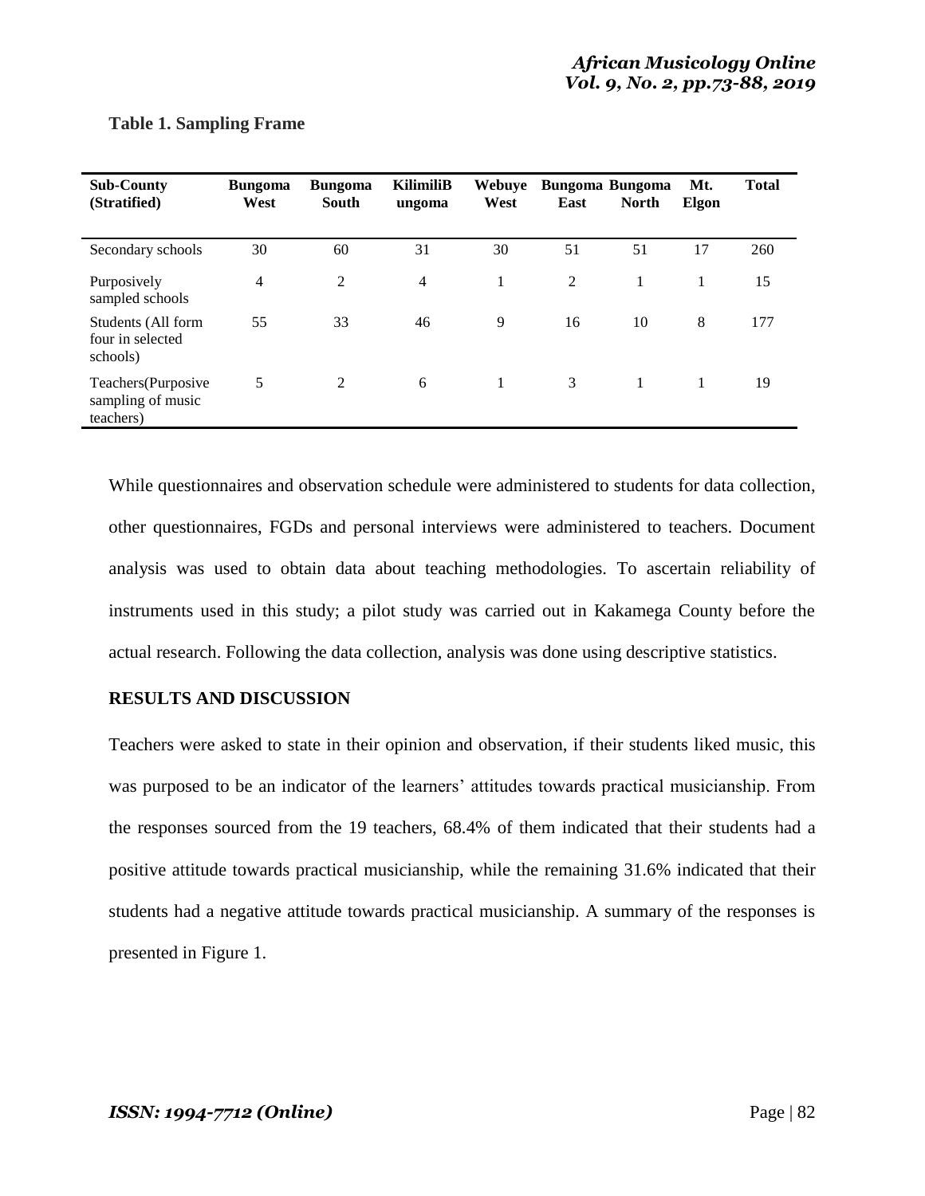**Table 1. Sampling Frame**

| Sub-County (Stratified) | Bungoma West | Bungoma South | KilimiliBungoma | Webuye West | Bungoma East | Bungoma North | Mt. Elgon | Total |
|---|---|---|---|---|---|---|---|---|
| Secondary schools | 30 | 60 | 31 | 30 | 51 | 51 | 17 | 260 |
| Purposively sampled schools | 4 | 2 | 4 | 1 | 2 | 1 | 1 | 15 |
| Students (All form four in selected schools) | 55 | 33 | 46 | 9 | 16 | 10 | 8 | 177 |
| Teachers(Purposive sampling of music teachers) | 5 | 2 | 6 | 1 | 3 | 1 | 1 | 19 |

While questionnaires and observation schedule were administered to students for data collection, other questionnaires, FGDs and personal interviews were administered to teachers. Document analysis was used to obtain data about teaching methodologies. To ascertain reliability of instruments used in this study; a pilot study was carried out in Kakamega County before the actual research. Following the data collection, analysis was done using descriptive statistics.

## RESULTS AND DISCUSSION

Teachers were asked to state in their opinion and observation, if their students liked music, this was purposed to be an indicator of the learners' attitudes towards practical musicianship. From the responses sourced from the 19 teachers, 68.4% of them indicated that their students had a positive attitude towards practical musicianship, while the remaining 31.6% indicated that their students had a negative attitude towards practical musicianship. A summary of the responses is presented in Figure 1.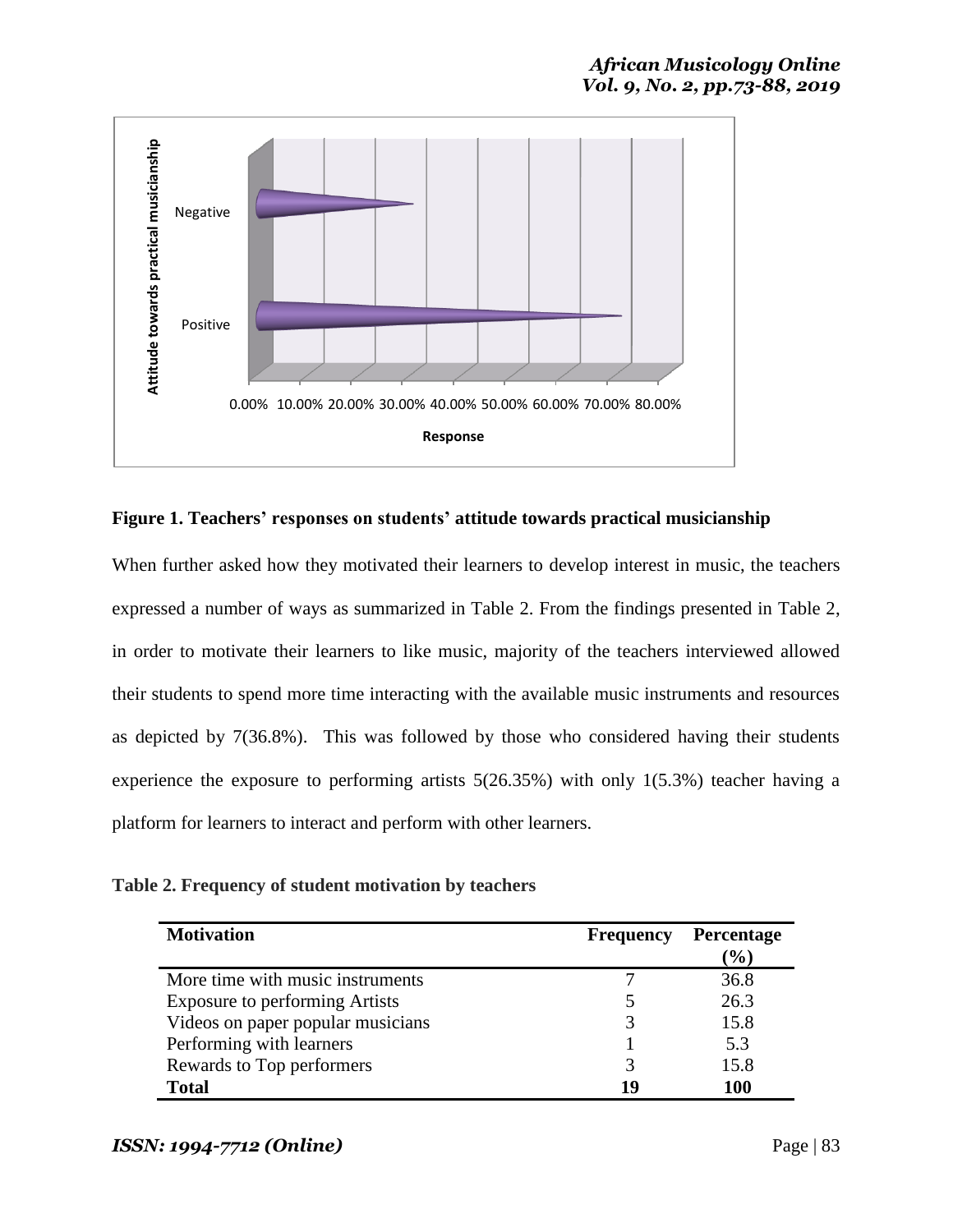**Figure 1. Teachers' responses on students' attitude towards practical musicianship**

When further asked how they motivated their learners to develop interest in music, the teachers expressed a number of ways as summarized in Table 2. From the findings presented in Table 2, in order to motivate their learners to like music, majority of the teachers interviewed allowed their students to spend more time interacting with the available music instruments and resources as depicted by 7(36.8%). This was followed by those who considered having their students experience the exposure to performing artists 5(26.35%) with only 1(5.3%) teacher having a platform for learners to interact and perform with other learners.

**Table 2. Frequency of student motivation by teachers**

| Motivation | Frequency | Percentage (%) |
|---|---|---|
| More time with music instruments | 7 | 36.8 |
| Exposure to performing Artists | 5 | 26.3 |
| Videos on paper popular musicians | 3 | 15.8 |
| Performing with learners | 1 | 5.3 |
| Rewards to Top performers | 3 | 15.8 |
| **Total** | **19** | **100** |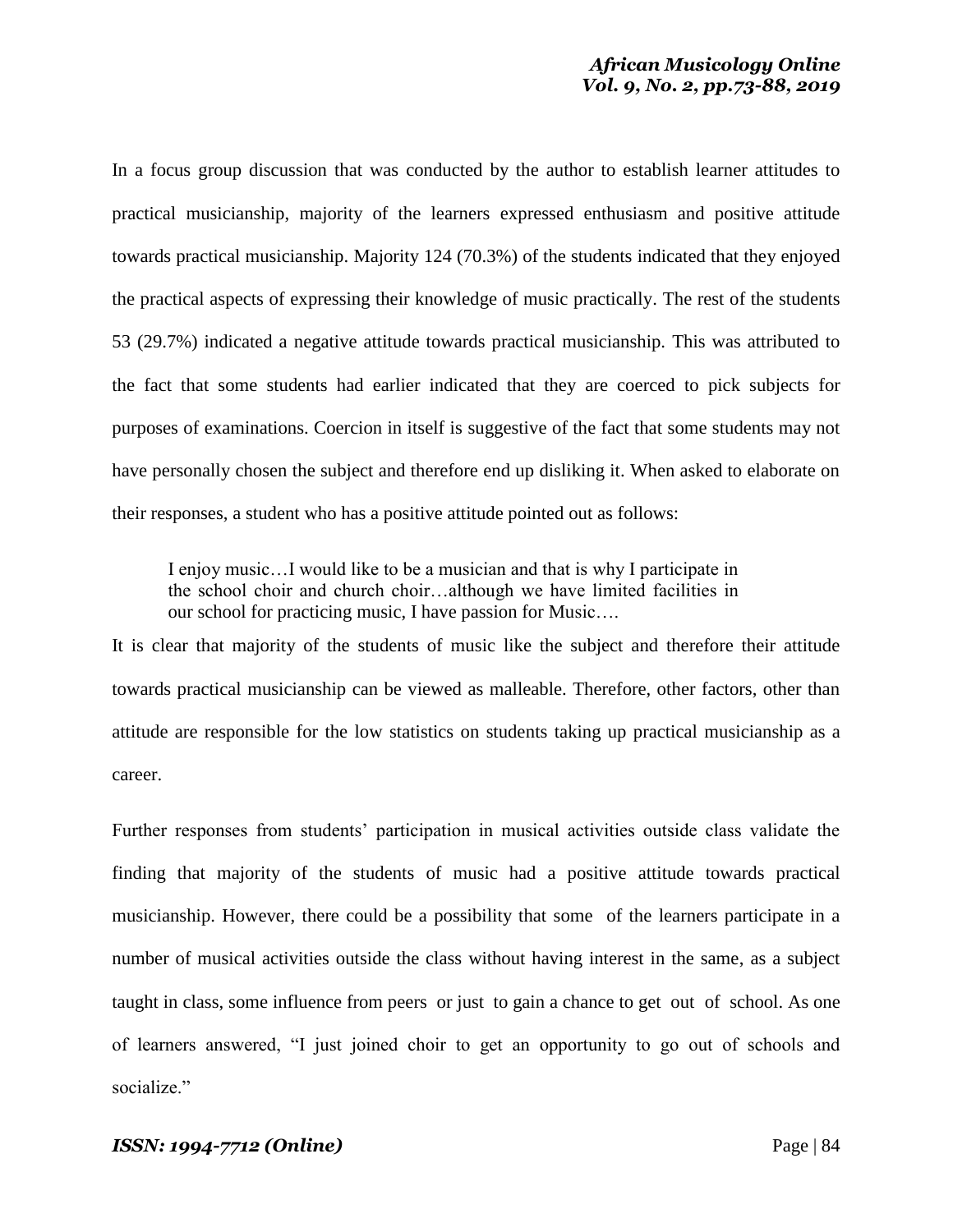In a focus group discussion that was conducted by the author to establish learner attitudes to practical musicianship, majority of the learners expressed enthusiasm and positive attitude towards practical musicianship. Majority 124 (70.3%) of the students indicated that they enjoyed the practical aspects of expressing their knowledge of music practically. The rest of the students 53 (29.7%) indicated a negative attitude towards practical musicianship. This was attributed to the fact that some students had earlier indicated that they are coerced to pick subjects for purposes of examinations. Coercion in itself is suggestive of the fact that some students may not have personally chosen the subject and therefore end up disliking it. When asked to elaborate on their responses, a student who has a positive attitude pointed out as follows:

> I enjoy music…I would like to be a musician and that is why I participate in the school choir and church choir…although we have limited facilities in our school for practicing music, I have passion for Music….

It is clear that majority of the students of music like the subject and therefore their attitude towards practical musicianship can be viewed as malleable. Therefore, other factors, other than attitude are responsible for the low statistics on students taking up practical musicianship as a career.

Further responses from students' participation in musical activities outside class validate the finding that majority of the students of music had a positive attitude towards practical musicianship. However, there could be a possibility that some of the learners participate in a number of musical activities outside the class without having interest in the same, as a subject taught in class, some influence from peers or just to gain a chance to get out of school. As one of learners answered, "I just joined choir to get an opportunity to go out of schools and socialize."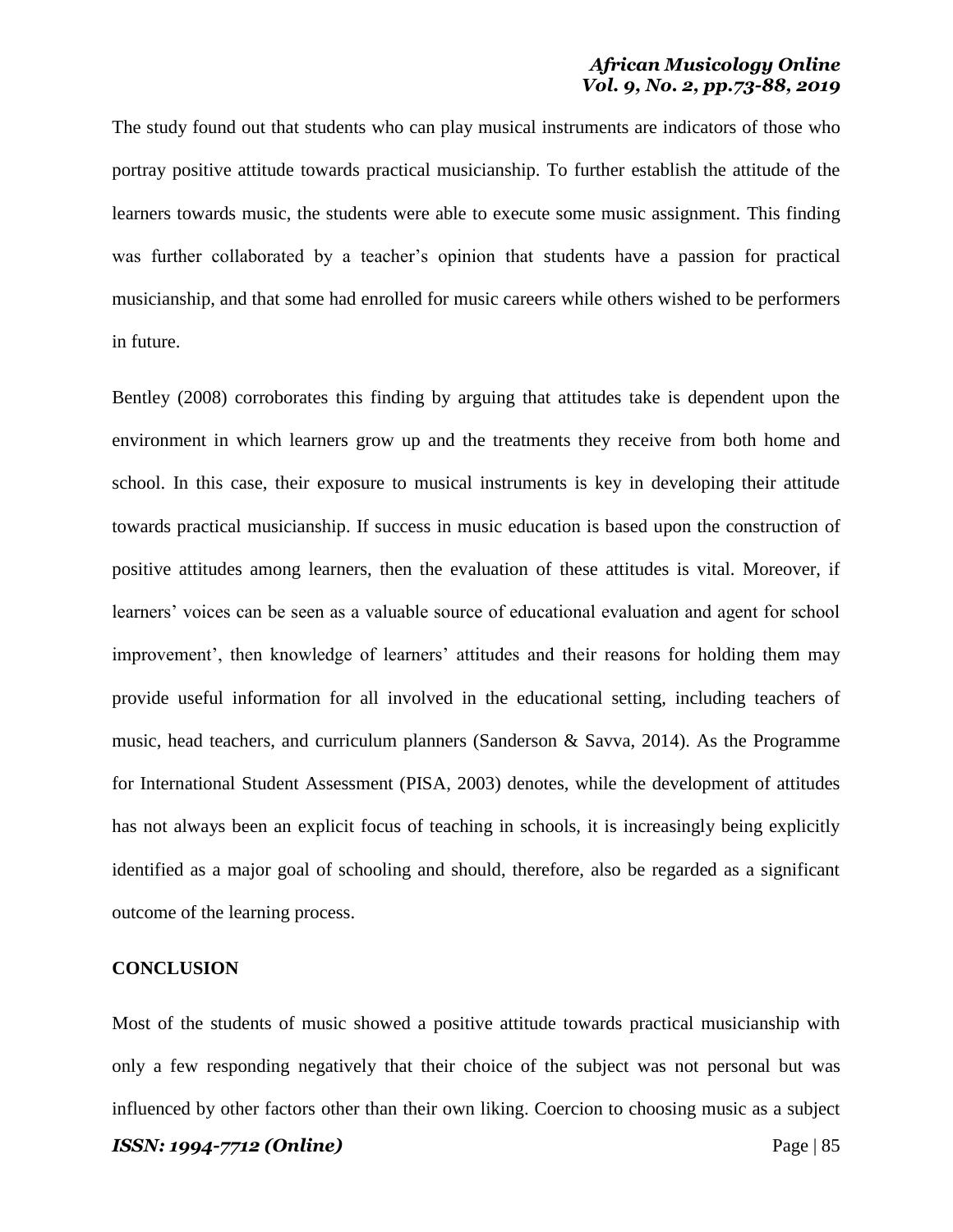The study found out that students who can play musical instruments are indicators of those who portray positive attitude towards practical musicianship. To further establish the attitude of the learners towards music, the students were able to execute some music assignment. This finding was further collaborated by a teacher's opinion that students have a passion for practical musicianship, and that some had enrolled for music careers while others wished to be performers in future.

Bentley (2008) corroborates this finding by arguing that attitudes take is dependent upon the environment in which learners grow up and the treatments they receive from both home and school. In this case, their exposure to musical instruments is key in developing their attitude towards practical musicianship. If success in music education is based upon the construction of positive attitudes among learners, then the evaluation of these attitudes is vital. Moreover, if learners' voices can be seen as a valuable source of educational evaluation and agent for school improvement', then knowledge of learners' attitudes and their reasons for holding them may provide useful information for all involved in the educational setting, including teachers of music, head teachers, and curriculum planners (Sanderson & Savva, 2014). As the Programme for International Student Assessment (PISA, 2003) denotes, while the development of attitudes has not always been an explicit focus of teaching in schools, it is increasingly being explicitly identified as a major goal of schooling and should, therefore, also be regarded as a significant outcome of the learning process.

## CONCLUSION

Most of the students of music showed a positive attitude towards practical musicianship with only a few responding negatively that their choice of the subject was not personal but was influenced by other factors other than their own liking. Coercion to choosing music as a subject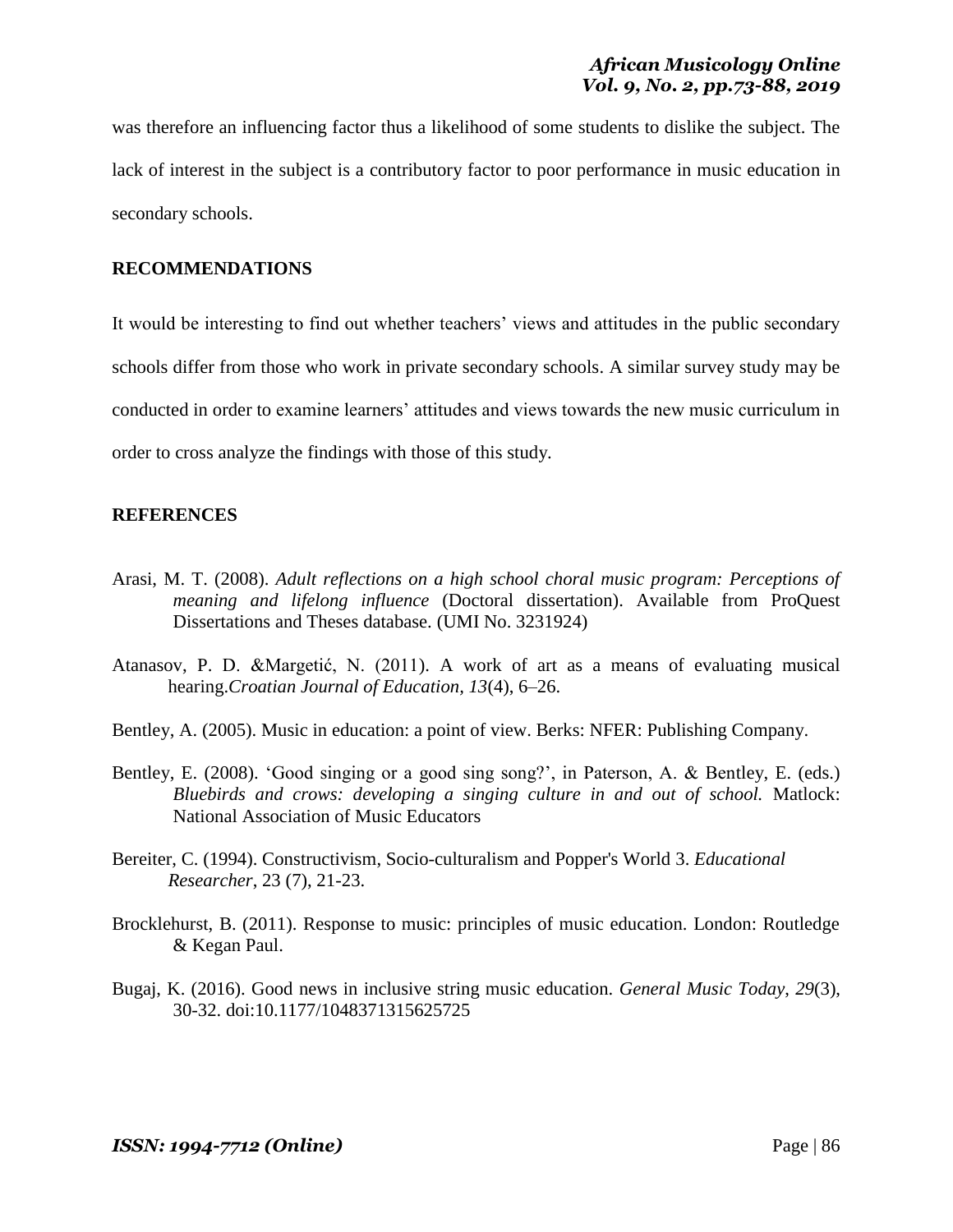was therefore an influencing factor thus a likelihood of some students to dislike the subject. The lack of interest in the subject is a contributory factor to poor performance in music education in secondary schools.

## RECOMMENDATIONS

It would be interesting to find out whether teachers' views and attitudes in the public secondary schools differ from those who work in private secondary schools. A similar survey study may be conducted in order to examine learners' attitudes and views towards the new music curriculum in order to cross analyze the findings with those of this study.

## REFERENCES

Arasi, M. T. (2008). *Adult reflections on a high school choral music program: Perceptions of meaning and lifelong influence* (Doctoral dissertation). Available from ProQuest Dissertations and Theses database. (UMI No. 3231924)

Atanasov, P. D. &Margetić, N. (2011). A work of art as a means of evaluating musical hearing.*Croatian Journal of Education, 13*(4), 6–26.

Bentley, A. (2005). Music in education: a point of view. Berks: NFER: Publishing Company.

Bentley, E. (2008). 'Good singing or a good sing song?', in Paterson, A. & Bentley, E. (eds.) *Bluebirds and crows: developing a singing culture in and out of school.* Matlock: National Association of Music Educators

Bereiter, C. (1994). Constructivism, Socio-culturalism and Popper's World 3. *Educational Researcher*, 23 (7), 21-23.

Brocklehurst, B. (2011). Response to music: principles of music education. London: Routledge & Kegan Paul.

Bugaj, K. (2016). Good news in inclusive string music education. *General Music Today*, *29*(3), 30-32. doi:10.1177/1048371315625725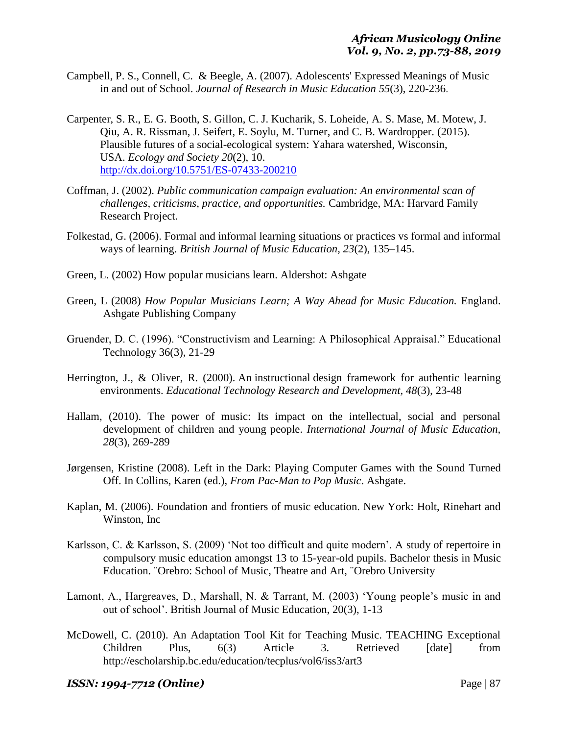Campbell, P. S., Connell, C. & Beegle, A. (2007). Adolescents' Expressed Meanings of Music in and out of School. *Journal of Research in Music Education 55*(3), 220-236.

Carpenter, S. R., E. G. Booth, S. Gillon, C. J. Kucharik, S. Loheide, A. S. Mase, M. Motew, J. Qiu, A. R. Rissman, J. Seifert, E. Soylu, M. Turner, and C. B. Wardropper. (2015). Plausible futures of a social-ecological system: Yahara watershed, Wisconsin, USA. *Ecology and Society 20*(2), 10. http://dx.doi.org/10.5751/ES-07433-200210

Coffman, J. (2002). *Public communication campaign evaluation: An environmental scan of challenges, criticisms, practice, and opportunities.* Cambridge, MA: Harvard Family Research Project.

Folkestad, G. (2006). Formal and informal learning situations or practices vs formal and informal ways of learning. *British Journal of Music Education, 23*(2), 135–145.

Green, L. (2002) How popular musicians learn. Aldershot: Ashgate

Green, L (2008) *How Popular Musicians Learn; A Way Ahead for Music Education.* England. Ashgate Publishing Company

Gruender, D. C. (1996). "Constructivism and Learning: A Philosophical Appraisal." Educational Technology 36(3), 21-29

Herrington, J., & Oliver, R. (2000). An instructional design framework for authentic learning environments. *Educational Technology Research and Development, 48*(3), 23-48

Hallam, (2010). The power of music: Its impact on the intellectual, social and personal development of children and young people. *International Journal of Music Education, 28*(3), 269-289

Jørgensen, Kristine (2008). Left in the Dark: Playing Computer Games with the Sound Turned Off. In Collins, Karen (ed.), *From Pac-Man to Pop Music*. Ashgate.

Kaplan, M. (2006). Foundation and frontiers of music education. New York: Holt, Rinehart and Winston, Inc

Karlsson, C. & Karlsson, S. (2009) 'Not too difficult and quite modern'. A study of repertoire in compulsory music education amongst 13 to 15-year-old pupils. Bachelor thesis in Music Education. ¨Orebro: School of Music, Theatre and Art, ¨Orebro University

Lamont, A., Hargreaves, D., Marshall, N. & Tarrant, M. (2003) 'Young people's music in and out of school'. British Journal of Music Education, 20(3), 1-13

McDowell, C. (2010). An Adaptation Tool Kit for Teaching Music. TEACHING Exceptional Children Plus, 6(3) Article 3. Retrieved [date] from http://escholarship.bc.edu/education/tecplus/vol6/iss3/art3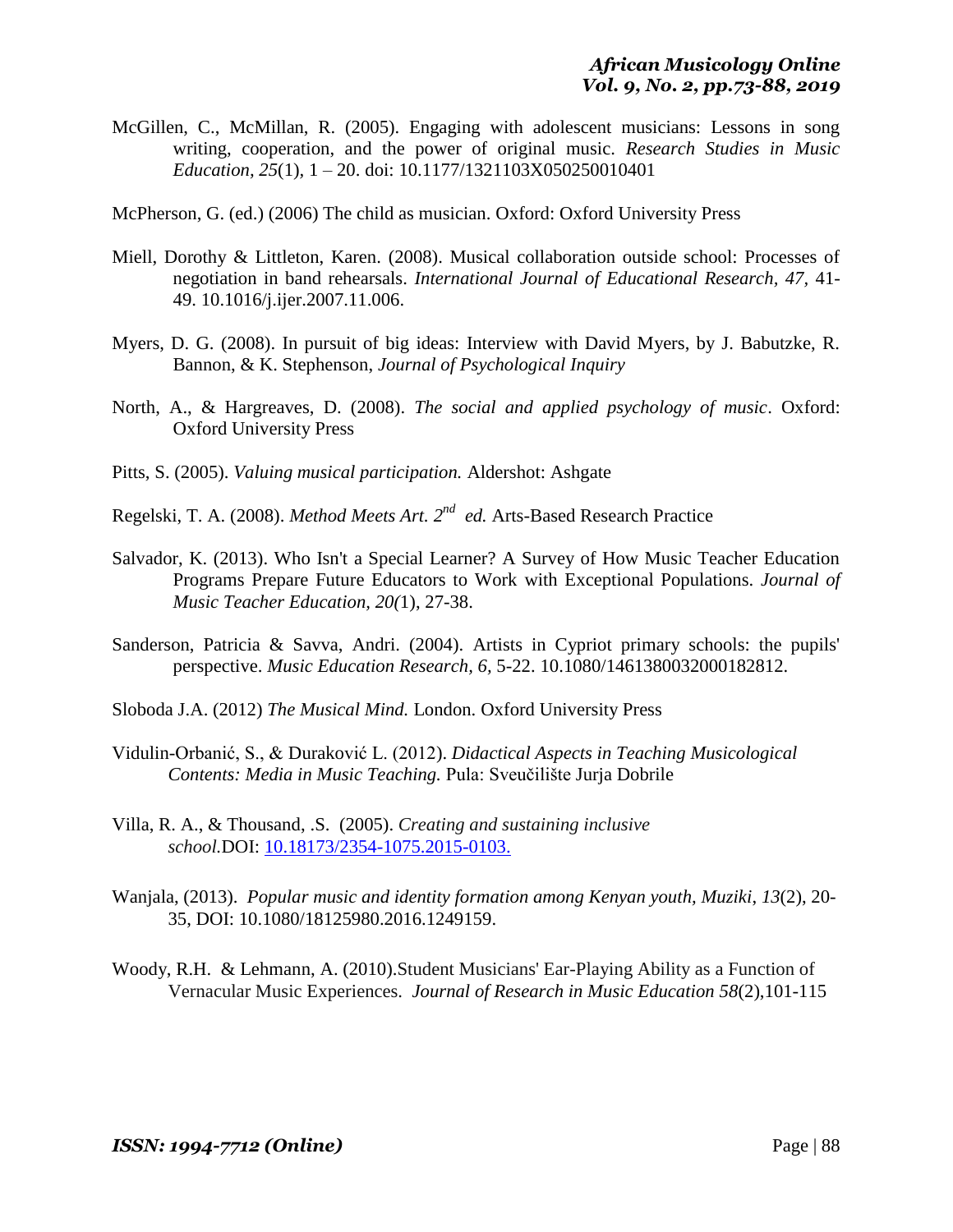McGillen, C., McMillan, R. (2005). Engaging with adolescent musicians: Lessons in song writing, cooperation, and the power of original music. *Research Studies in Music Education, 25*(1), 1 – 20. doi: 10.1177/1321103X050250010401

McPherson, G. (ed.) (2006) The child as musician. Oxford: Oxford University Press

Miell, Dorothy & Littleton, Karen. (2008). Musical collaboration outside school: Processes of negotiation in band rehearsals. *International Journal of Educational Research, 47*, 41-49. 10.1016/j.ijer.2007.11.006.

Myers, D. G. (2008). In pursuit of big ideas: Interview with David Myers, by J. Babutzke, R. Bannon, & K. Stephenson, *Journal of Psychological Inquiry*

North, A., & Hargreaves, D. (2008). *The social and applied psychology of music*. Oxford: Oxford University Press

Pitts, S. (2005). *Valuing musical participation.* Aldershot: Ashgate

Regelski, T. A. (2008). *Method Meets Art. 2nd ed.* Arts-Based Research Practice

Salvador, K. (2013). Who Isn't a Special Learner? A Survey of How Music Teacher Education Programs Prepare Future Educators to Work with Exceptional Populations. *Journal of Music Teacher Education, 20(*1), 27-38.

Sanderson, Patricia & Savva, Andri. (2004). Artists in Cypriot primary schools: the pupils' perspective. *Music Education Research, 6,* 5-22. 10.1080/1461380032000182812.

Sloboda J.A. (2012) *The Musical Mind.* London. Oxford University Press

Vidulin-Orbanić, S., & Duraković L. (2012). *Didactical Aspects in Teaching Musicological Contents: Media in Music Teaching.* Pula: Sveučilište Jurja Dobrile

Villa, R. A., & Thousand, .S. (2005). *Creating and sustaining inclusive school.*DOI: 10.18173/2354-1075.2015-0103.

Wanjala, (2013). *Popular music and identity formation among Kenyan youth, Muziki*, *13*(2), 20-35, DOI: 10.1080/18125980.2016.1249159.

Woody, R.H. & Lehmann, A. (2010).Student Musicians' Ear-Playing Ability as a Function of Vernacular Music Experiences. *Journal of Research in Music Education 58*(2),101-115